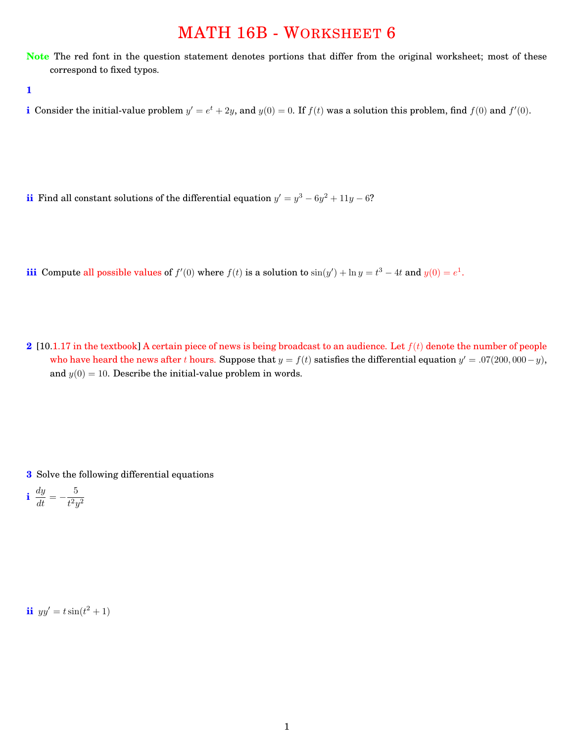# MATH 16B - Worksheet 6

**Note** The red font in the question statement denotes portions that differ from the original worksheet; most of these correspond to fixed typos.

**1**

**i** Consider the initial-value problem $y' = e^t + 2y$, and $y(0) = 0$. If $f(t)$ was a solution this problem, find $f(0)$ and $f'(0)$.

**ii** Find all constant solutions of the differential equation $y' = y^3 - 6y^2 + 11y - 6$?

**iii** Compute all possible values of $f'(0)$ where $f(t)$ is a solution to $\sin(y') + \ln y = t^3 - 4t$ and $y(0) = e^1$.

**2** [10.1.17 in the textbook] A certain piece of news is being broadcast to an audience. Let $f(t)$ denote the number of people who have heard the news after $t$ hours. Suppose that $y = f(t)$ satisfies the differential equation $y' = .07(200,000 - y)$, and $y(0) = 10$. Describe the initial-value problem in words.

**3** Solve the following differential equations

**i** $\dfrac{dy}{dt} = -\dfrac{5}{t^2y^2}$

**ii** $yy' = t\sin(t^2 + 1)$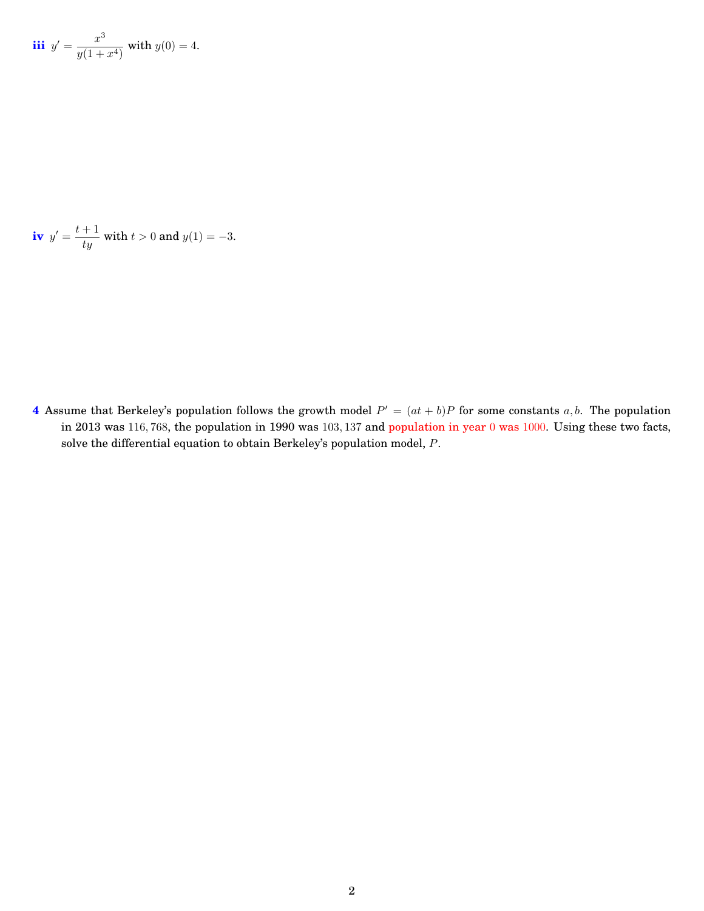**iii** $y' = \dfrac{x^3}{y(1+x^4)}$ with $y(0) = 4$.

**iv** $y' = \dfrac{t+1}{ty}$ with $t > 0$ and $y(1) = -3$.

**4** Assume that Berkeley's population follows the growth model $P' = (at+b)P$ for some constants $a, b$. The population in 2013 was $116,768$, the population in 1990 was $103,137$ and population in year $0$ was $1000$. Using these two facts, solve the differential equation to obtain Berkeley's population model, $P$.